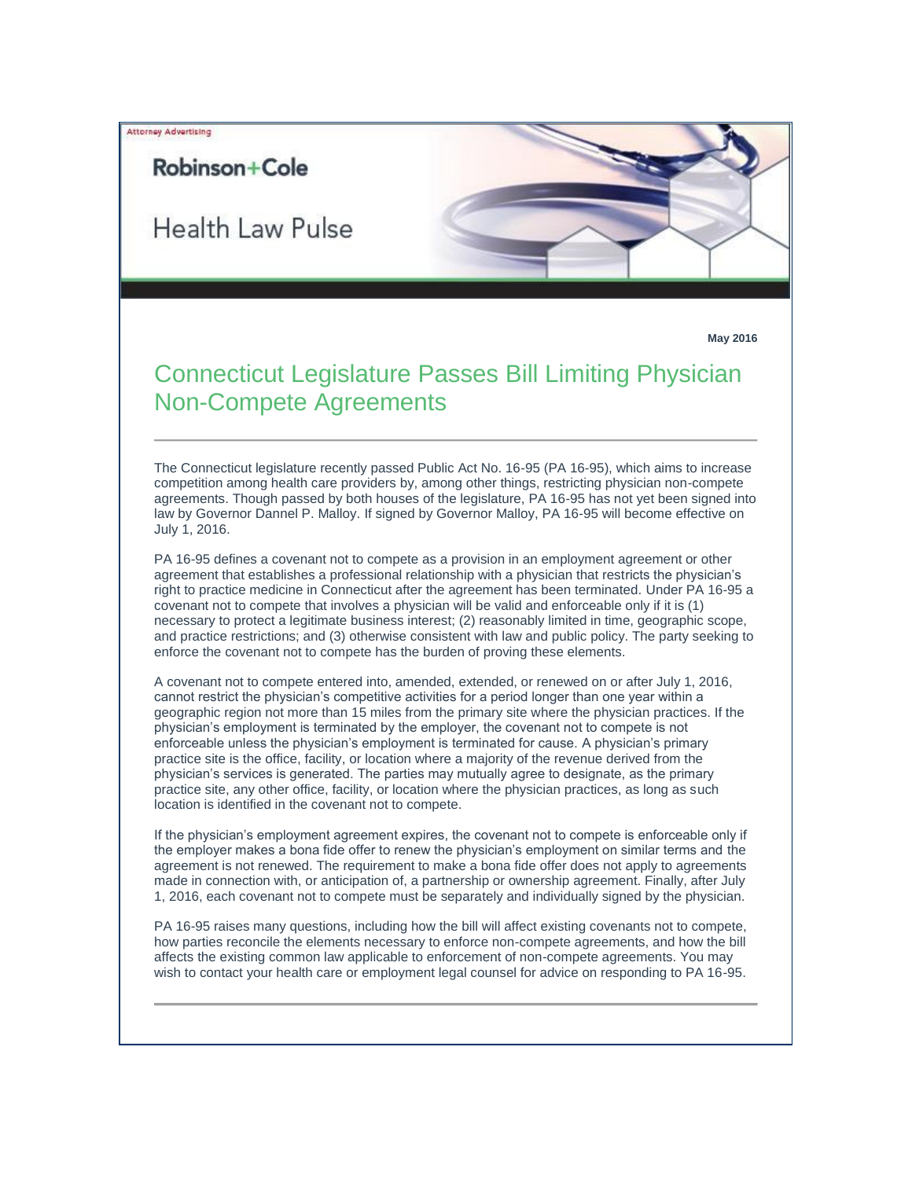Attorney Advertising

**Robinson+Cole**

Health Law Pulse

**May 2016**

# Connecticut Legislature Passes Bill Limiting Physician Non-Compete Agreements

The Connecticut legislature recently passed Public Act No. 16-95 (PA 16-95), which aims to increase competition among health care providers by, among other things, restricting physician non-compete agreements. Though passed by both houses of the legislature, PA 16-95 has not yet been signed into law by Governor Dannel P. Malloy. If signed by Governor Malloy, PA 16-95 will become effective on July 1, 2016.

PA 16-95 defines a covenant not to compete as a provision in an employment agreement or other agreement that establishes a professional relationship with a physician that restricts the physician's right to practice medicine in Connecticut after the agreement has been terminated. Under PA 16-95 a covenant not to compete that involves a physician will be valid and enforceable only if it is (1) necessary to protect a legitimate business interest; (2) reasonably limited in time, geographic scope, and practice restrictions; and (3) otherwise consistent with law and public policy. The party seeking to enforce the covenant not to compete has the burden of proving these elements.

A covenant not to compete entered into, amended, extended, or renewed on or after July 1, 2016, cannot restrict the physician's competitive activities for a period longer than one year within a geographic region not more than 15 miles from the primary site where the physician practices. If the physician's employment is terminated by the employer, the covenant not to compete is not enforceable unless the physician's employment is terminated for cause. A physician's primary practice site is the office, facility, or location where a majority of the revenue derived from the physician's services is generated. The parties may mutually agree to designate, as the primary practice site, any other office, facility, or location where the physician practices, as long as such location is identified in the covenant not to compete.

If the physician's employment agreement expires, the covenant not to compete is enforceable only if the employer makes a bona fide offer to renew the physician's employment on similar terms and the agreement is not renewed. The requirement to make a bona fide offer does not apply to agreements made in connection with, or anticipation of, a partnership or ownership agreement. Finally, after July 1, 2016, each covenant not to compete must be separately and individually signed by the physician.

PA 16-95 raises many questions, including how the bill will affect existing covenants not to compete, how parties reconcile the elements necessary to enforce non-compete agreements, and how the bill affects the existing common law applicable to enforcement of non-compete agreements. You may wish to contact your health care or employment legal counsel for advice on responding to PA 16-95.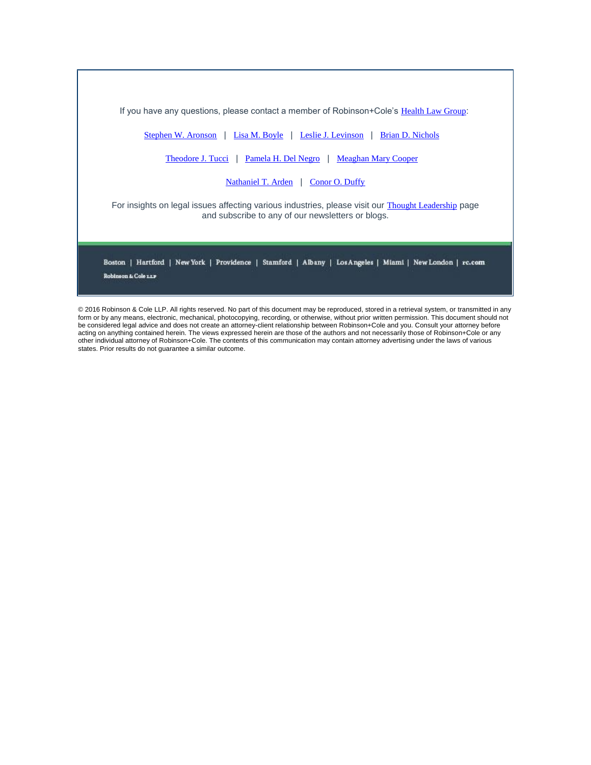If you have any questions, please contact a member of Robinson+Cole's Health Law Group:

Stephen W. Aronson | Lisa M. Boyle | Leslie J. Levinson | Brian D. Nichols

Theodore J. Tucci | Pamela H. Del Negro | Meaghan Mary Cooper

Nathaniel T. Arden | Conor O. Duffy

For insights on legal issues affecting various industries, please visit our Thought Leadership page and subscribe to any of our newsletters or blogs.

Boston | Hartford | New York | Providence | Stamford | Albany | Los Angeles | Miami | New London | rc.com

Robinson & Cole LLP

© 2016 Robinson & Cole LLP. All rights reserved. No part of this document may be reproduced, stored in a retrieval system, or transmitted in any form or by any means, electronic, mechanical, photocopying, recording, or otherwise, without prior written permission. This document should not be considered legal advice and does not create an attorney-client relationship between Robinson+Cole and you. Consult your attorney before acting on anything contained herein. The views expressed herein are those of the authors and not necessarily those of Robinson+Cole or any other individual attorney of Robinson+Cole. The contents of this communication may contain attorney advertising under the laws of various states. Prior results do not guarantee a similar outcome.